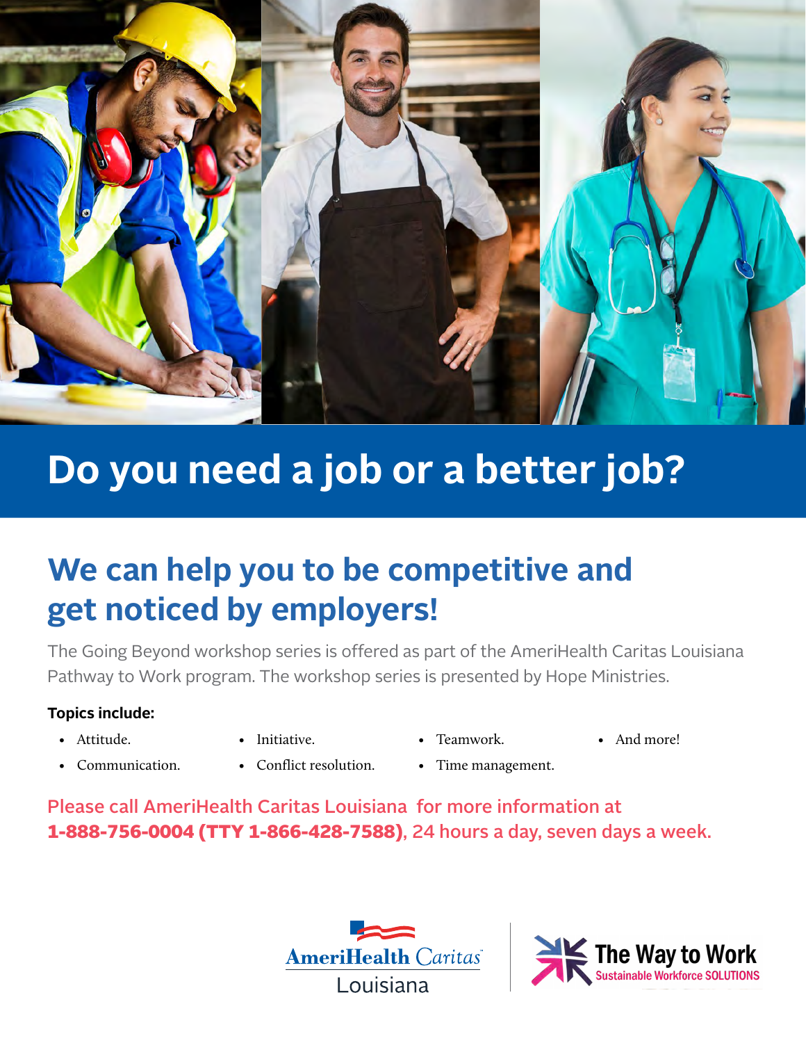# Do you need a job or a better job?

## We can help you to be competitive and get noticed by employers!

The Going Beyond workshop series is offered as part of the AmeriHealth Caritas Louisiana Pathway to Work program. The workshop series is presented by Hope Ministries.

**Topics include:**

- Attitude.
- Communication.
- Initiative.
- Conflict resolution.
- Teamwork.
- Time management.
- And more!

Please call AmeriHealth Caritas Louisiana for more information at **1-888-756-0004 (TTY 1-866-428-7588)**, 24 hours a day, seven days a week.

AmeriHealth Caritas Louisiana

The Way to Work
Sustainable Workforce SOLUTIONS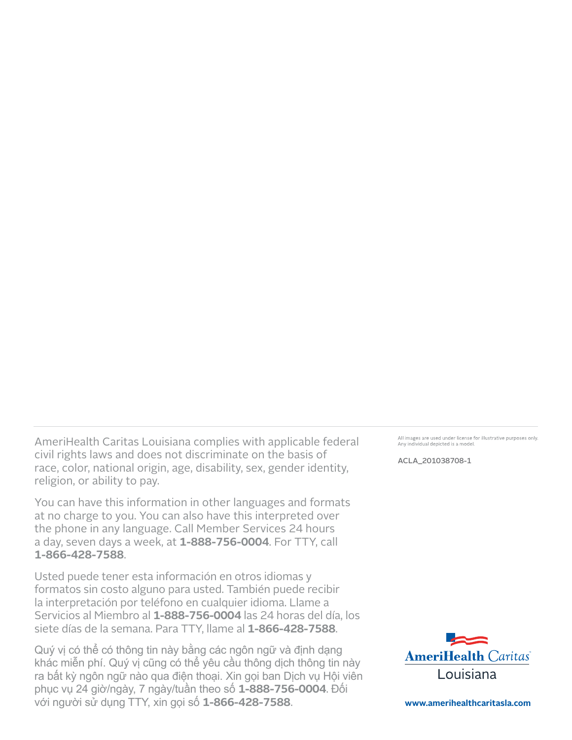AmeriHealth Caritas Louisiana complies with applicable federal civil rights laws and does not discriminate on the basis of race, color, national origin, age, disability, sex, gender identity, religion, or ability to pay.

You can have this information in other languages and formats at no charge to you. You can also have this interpreted over the phone in any language. Call Member Services 24 hours a day, seven days a week, at **1-888-756-0004**. For TTY, call **1-866-428-7588**.

Usted puede tener esta información en otros idiomas y formatos sin costo alguno para usted. También puede recibir la interpretación por teléfono en cualquier idioma. Llame a Servicios al Miembro al **1-888-756-0004** las 24 horas del día, los siete días de la semana. Para TTY, llame al **1-866-428-7588**.

Quý vị có thể có thông tin này bằng các ngôn ngữ và định dạng khác miễn phí. Quý vị cũng có thể yêu cầu thông dịch thông tin này ra bất kỳ ngôn ngữ nào qua điện thoại. Xin gọi ban Dịch vụ Hội viên phục vụ 24 giờ/ngày, 7 ngày/tuần theo số **1-888-756-0004**. Đối với người sử dụng TTY, xin gọi số **1-866-428-7588**.

All images are used under license for illustrative purposes only. Any individual depicted is a model.

ACLA_201038708-1

AmeriHealth Caritas Louisiana

www.amerihealthcaritasla.com